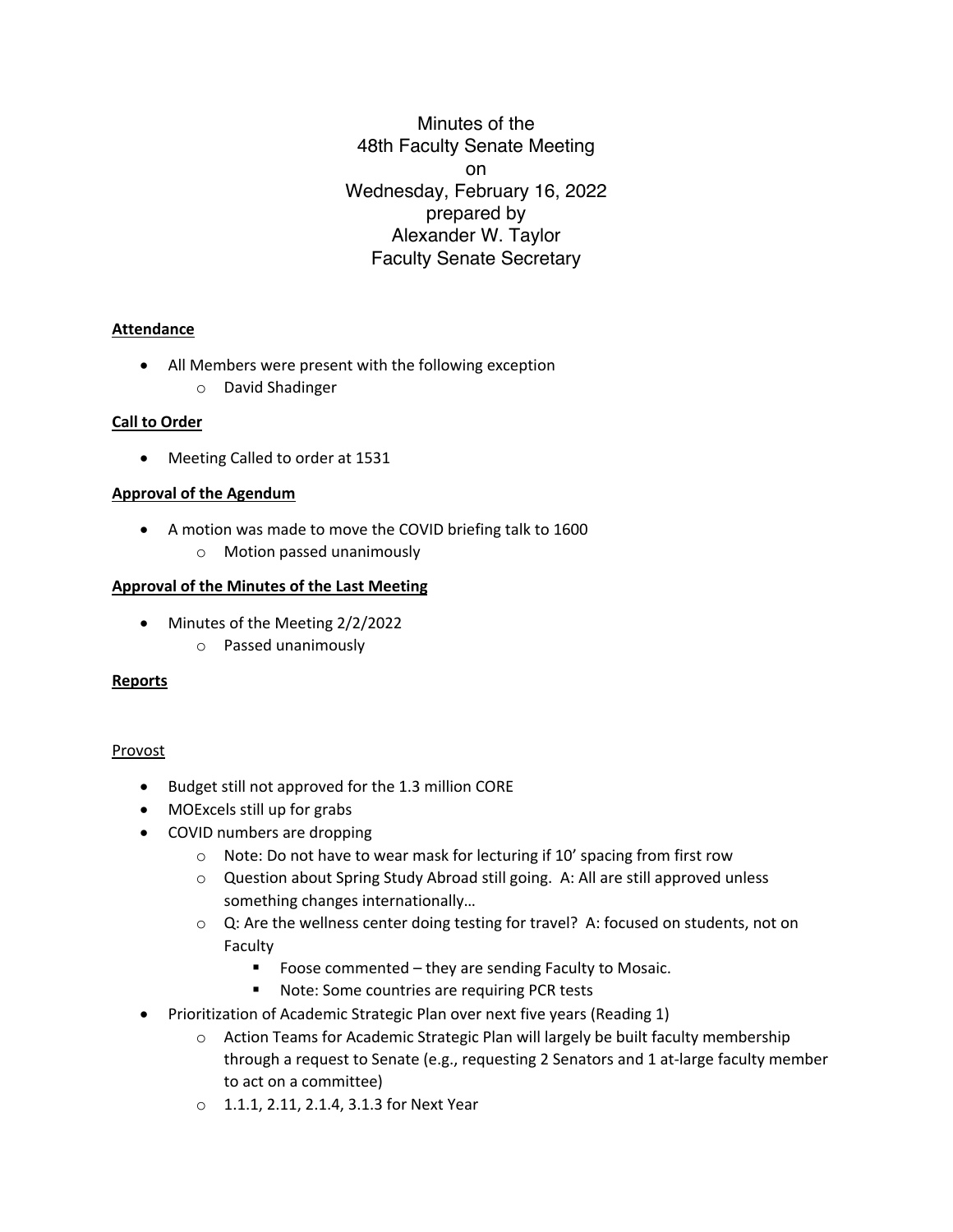Minutes of the
48th Faculty Senate Meeting
on
Wednesday, February 16, 2022
prepared by
Alexander W. Taylor
Faculty Senate Secretary

**Attendance**

- All Members were present with the following exception
  - David Shadinger

**Call to Order**

- Meeting Called to order at 1531

**Approval of the Agendum**

- A motion was made to move the COVID briefing talk to 1600
  - Motion passed unanimously

**Approval of the Minutes of the Last Meeting**

- Minutes of the Meeting 2/2/2022
  - Passed unanimously

**Reports**

Provost

- Budget still not approved for the 1.3 million CORE
- MOExcels still up for grabs
- COVID numbers are dropping
  - Note: Do not have to wear mask for lecturing if 10' spacing from first row
  - Question about Spring Study Abroad still going. A: All are still approved unless something changes internationally…
  - Q: Are the wellness center doing testing for travel? A: focused on students, not on Faculty
    - Foose commented – they are sending Faculty to Mosaic.
    - Note: Some countries are requiring PCR tests
- Prioritization of Academic Strategic Plan over next five years (Reading 1)
  - Action Teams for Academic Strategic Plan will largely be built faculty membership through a request to Senate (e.g., requesting 2 Senators and 1 at-large faculty member to act on a committee)
  - 1.1.1, 2.11, 2.1.4, 3.1.3 for Next Year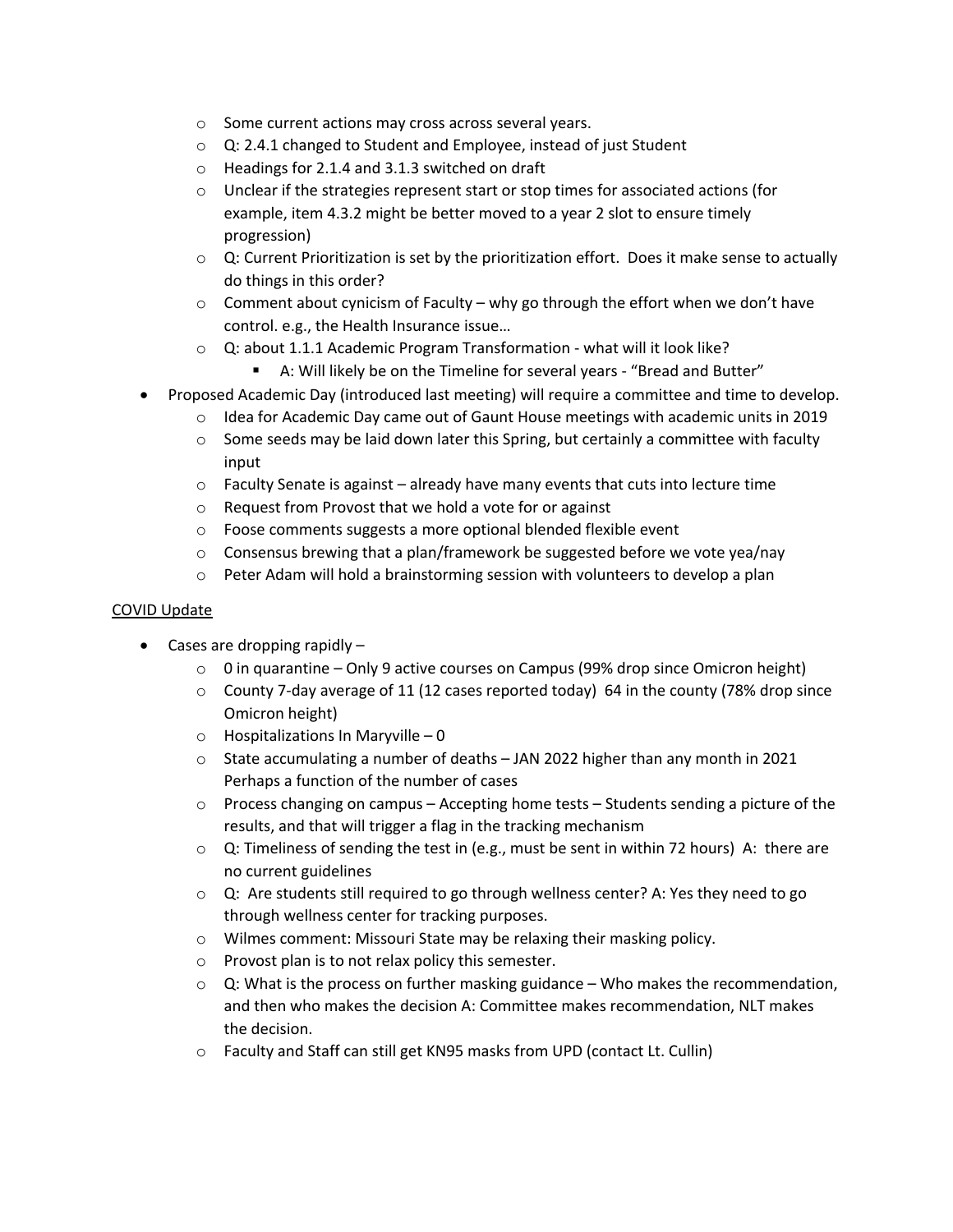- Some current actions may cross across several years.
  - Q: 2.4.1 changed to Student and Employee, instead of just Student
  - Headings for 2.1.4 and 3.1.3 switched on draft
  - Unclear if the strategies represent start or stop times for associated actions (for example, item 4.3.2 might be better moved to a year 2 slot to ensure timely progression)
  - Q: Current Prioritization is set by the prioritization effort. Does it make sense to actually do things in this order?
  - Comment about cynicism of Faculty – why go through the effort when we don't have control. e.g., the Health Insurance issue…
  - Q: about 1.1.1 Academic Program Transformation - what will it look like?
    - A: Will likely be on the Timeline for several years - "Bread and Butter"
- Proposed Academic Day (introduced last meeting) will require a committee and time to develop.
  - Idea for Academic Day came out of Gaunt House meetings with academic units in 2019
  - Some seeds may be laid down later this Spring, but certainly a committee with faculty input
  - Faculty Senate is against – already have many events that cuts into lecture time
  - Request from Provost that we hold a vote for or against
  - Foose comments suggests a more optional blended flexible event
  - Consensus brewing that a plan/framework be suggested before we vote yea/nay
  - Peter Adam will hold a brainstorming session with volunteers to develop a plan

<u>COVID Update</u>

- Cases are dropping rapidly –
  - 0 in quarantine – Only 9 active courses on Campus (99% drop since Omicron height)
  - County 7-day average of 11 (12 cases reported today) 64 in the county (78% drop since Omicron height)
  - Hospitalizations In Maryville – 0
  - State accumulating a number of deaths – JAN 2022 higher than any month in 2021 Perhaps a function of the number of cases
  - Process changing on campus – Accepting home tests – Students sending a picture of the results, and that will trigger a flag in the tracking mechanism
  - Q: Timeliness of sending the test in (e.g., must be sent in within 72 hours) A: there are no current guidelines
  - Q: Are students still required to go through wellness center? A: Yes they need to go through wellness center for tracking purposes.
  - Wilmes comment: Missouri State may be relaxing their masking policy.
  - Provost plan is to not relax policy this semester.
  - Q: What is the process on further masking guidance – Who makes the recommendation, and then who makes the decision A: Committee makes recommendation, NLT makes the decision.
  - Faculty and Staff can still get KN95 masks from UPD (contact Lt. Cullin)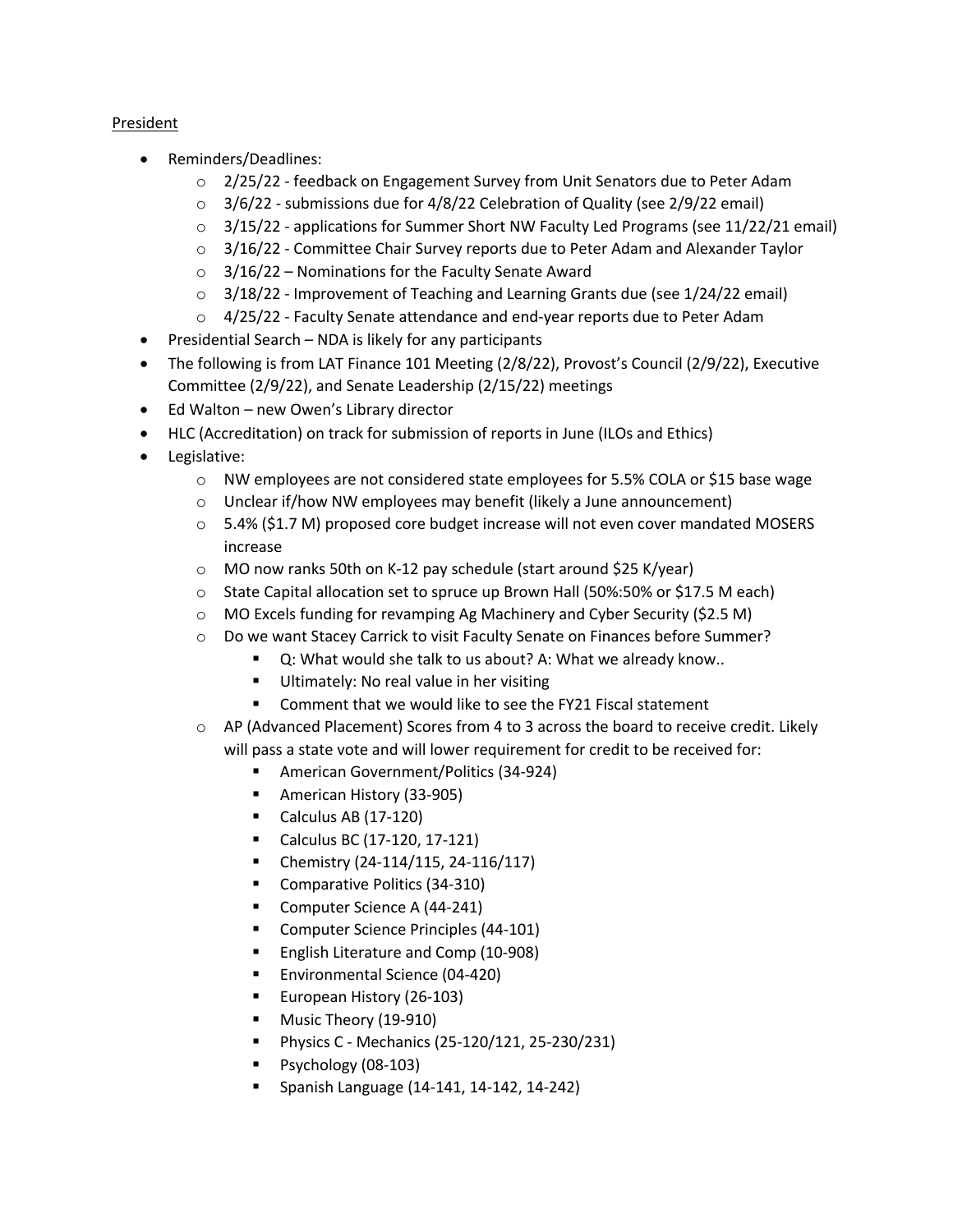<u>President</u>

- Reminders/Deadlines:
  - 2/25/22 - feedback on Engagement Survey from Unit Senators due to Peter Adam
  - 3/6/22 - submissions due for 4/8/22 Celebration of Quality (see 2/9/22 email)
  - 3/15/22 - applications for Summer Short NW Faculty Led Programs (see 11/22/21 email)
  - 3/16/22 - Committee Chair Survey reports due to Peter Adam and Alexander Taylor
  - 3/16/22 – Nominations for the Faculty Senate Award
  - 3/18/22 - Improvement of Teaching and Learning Grants due (see 1/24/22 email)
  - 4/25/22 - Faculty Senate attendance and end-year reports due to Peter Adam
- Presidential Search – NDA is likely for any participants
- The following is from LAT Finance 101 Meeting (2/8/22), Provost's Council (2/9/22), Executive Committee (2/9/22), and Senate Leadership (2/15/22) meetings
- Ed Walton – new Owen's Library director
- HLC (Accreditation) on track for submission of reports in June (ILOs and Ethics)
- Legislative:
  - NW employees are not considered state employees for 5.5% COLA or $15 base wage
  - Unclear if/how NW employees may benefit (likely a June announcement)
  - 5.4% ($1.7 M) proposed core budget increase will not even cover mandated MOSERS increase
  - MO now ranks 50th on K-12 pay schedule (start around $25 K/year)
  - State Capital allocation set to spruce up Brown Hall (50%:50% or $17.5 M each)
  - MO Excels funding for revamping Ag Machinery and Cyber Security ($2.5 M)
  - Do we want Stacey Carrick to visit Faculty Senate on Finances before Summer?
    - Q: What would she talk to us about? A: What we already know..
    - Ultimately: No real value in her visiting
    - Comment that we would like to see the FY21 Fiscal statement
  - AP (Advanced Placement) Scores from 4 to 3 across the board to receive credit. Likely will pass a state vote and will lower requirement for credit to be received for:
    - American Government/Politics (34-924)
    - American History (33-905)
    - Calculus AB (17-120)
    - Calculus BC (17-120, 17-121)
    - Chemistry (24-114/115, 24-116/117)
    - Comparative Politics (34-310)
    - Computer Science A (44-241)
    - Computer Science Principles (44-101)
    - English Literature and Comp (10-908)
    - Environmental Science (04-420)
    - European History (26-103)
    - Music Theory (19-910)
    - Physics C - Mechanics (25-120/121, 25-230/231)
    - Psychology (08-103)
    - Spanish Language (14-141, 14-142, 14-242)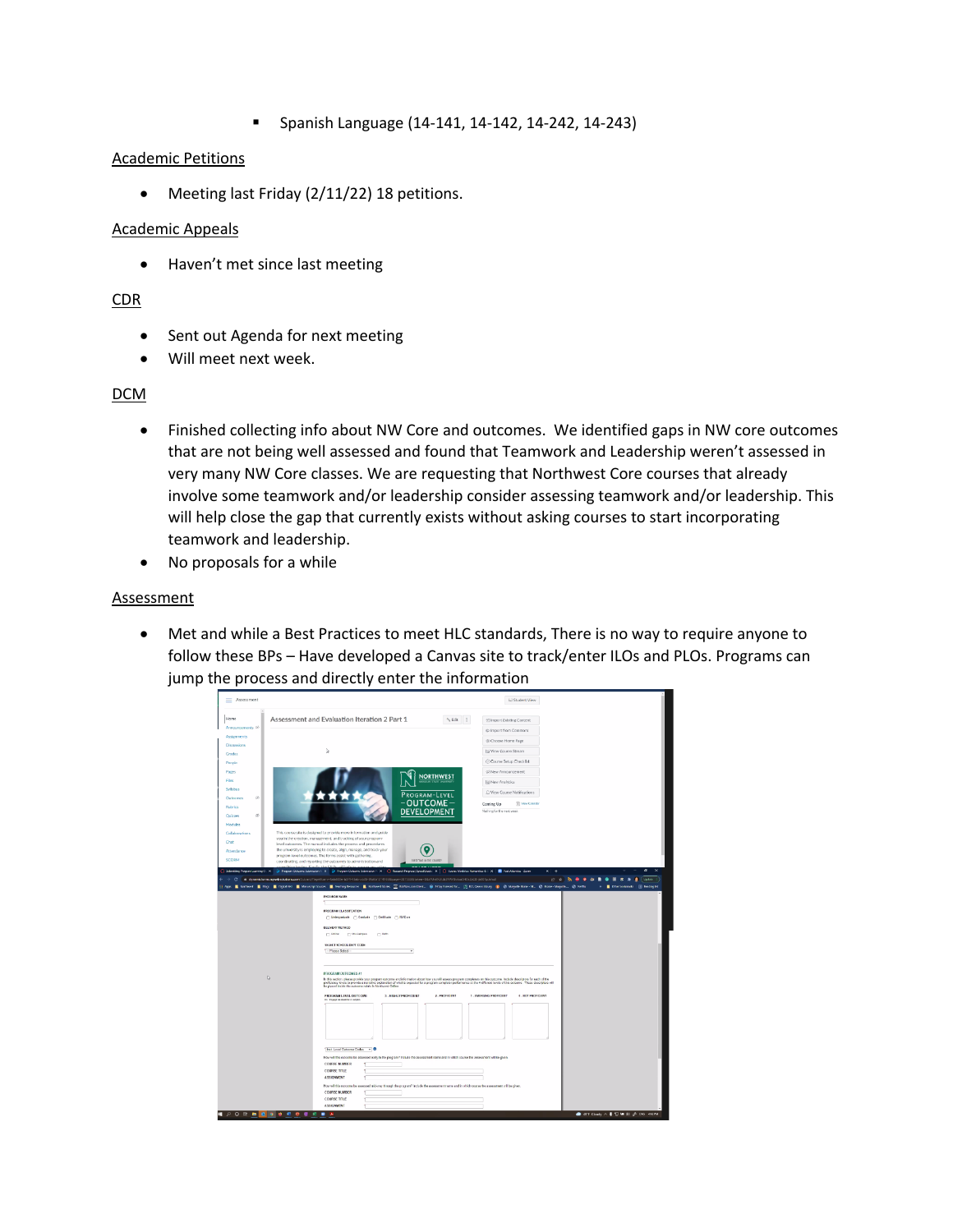- Spanish Language (14-141, 14-142, 14-242, 14-243)

Academic Petitions

- Meeting last Friday (2/11/22) 18 petitions.

Academic Appeals

- Haven't met since last meeting

CDR

- Sent out Agenda for next meeting
- Will meet next week.

DCM

- Finished collecting info about NW Core and outcomes. We identified gaps in NW core outcomes that are not being well assessed and found that Teamwork and Leadership weren't assessed in very many NW Core classes. We are requesting that Northwest Core courses that already involve some teamwork and/or leadership consider assessing teamwork and/or leadership. This will help close the gap that currently exists without asking courses to start incorporating teamwork and leadership.
- No proposals for a while

Assessment

- Met and while a Best Practices to meet HLC standards, There is no way to require anyone to follow these BPs – Have developed a Canvas site to track/enter ILOs and PLOs. Programs can jump the process and directly enter the information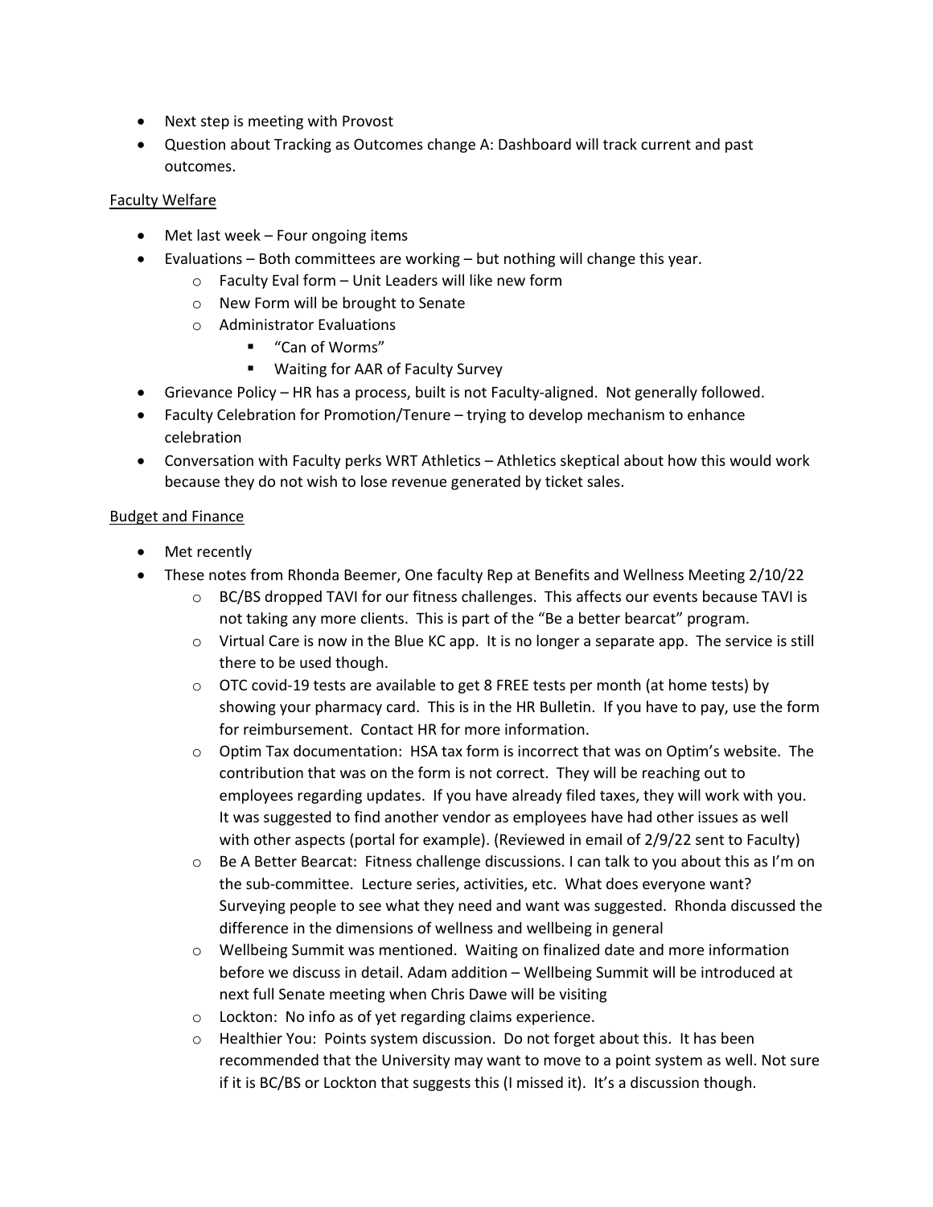- Next step is meeting with Provost
- Question about Tracking as Outcomes change A: Dashboard will track current and past outcomes.

Faculty Welfare

- Met last week – Four ongoing items
- Evaluations – Both committees are working – but nothing will change this year.
    - Faculty Eval form – Unit Leaders will like new form
    - New Form will be brought to Senate
    - Administrator Evaluations
        - "Can of Worms"
        - Waiting for AAR of Faculty Survey
- Grievance Policy – HR has a process, built is not Faculty-aligned. Not generally followed.
- Faculty Celebration for Promotion/Tenure – trying to develop mechanism to enhance celebration
- Conversation with Faculty perks WRT Athletics – Athletics skeptical about how this would work because they do not wish to lose revenue generated by ticket sales.

Budget and Finance

- Met recently
- These notes from Rhonda Beemer, One faculty Rep at Benefits and Wellness Meeting 2/10/22
    - BC/BS dropped TAVI for our fitness challenges. This affects our events because TAVI is not taking any more clients. This is part of the "Be a better bearcat" program.
    - Virtual Care is now in the Blue KC app. It is no longer a separate app. The service is still there to be used though.
    - OTC covid-19 tests are available to get 8 FREE tests per month (at home tests) by showing your pharmacy card. This is in the HR Bulletin. If you have to pay, use the form for reimbursement. Contact HR for more information.
    - Optim Tax documentation: HSA tax form is incorrect that was on Optim's website. The contribution that was on the form is not correct. They will be reaching out to employees regarding updates. If you have already filed taxes, they will work with you. It was suggested to find another vendor as employees have had other issues as well with other aspects (portal for example). (Reviewed in email of 2/9/22 sent to Faculty)
    - Be A Better Bearcat: Fitness challenge discussions. I can talk to you about this as I'm on the sub-committee. Lecture series, activities, etc. What does everyone want? Surveying people to see what they need and want was suggested. Rhonda discussed the difference in the dimensions of wellness and wellbeing in general
    - Wellbeing Summit was mentioned. Waiting on finalized date and more information before we discuss in detail. Adam addition – Wellbeing Summit will be introduced at next full Senate meeting when Chris Dawe will be visiting
    - Lockton: No info as of yet regarding claims experience.
    - Healthier You: Points system discussion. Do not forget about this. It has been recommended that the University may want to move to a point system as well. Not sure if it is BC/BS or Lockton that suggests this (I missed it). It's a discussion though.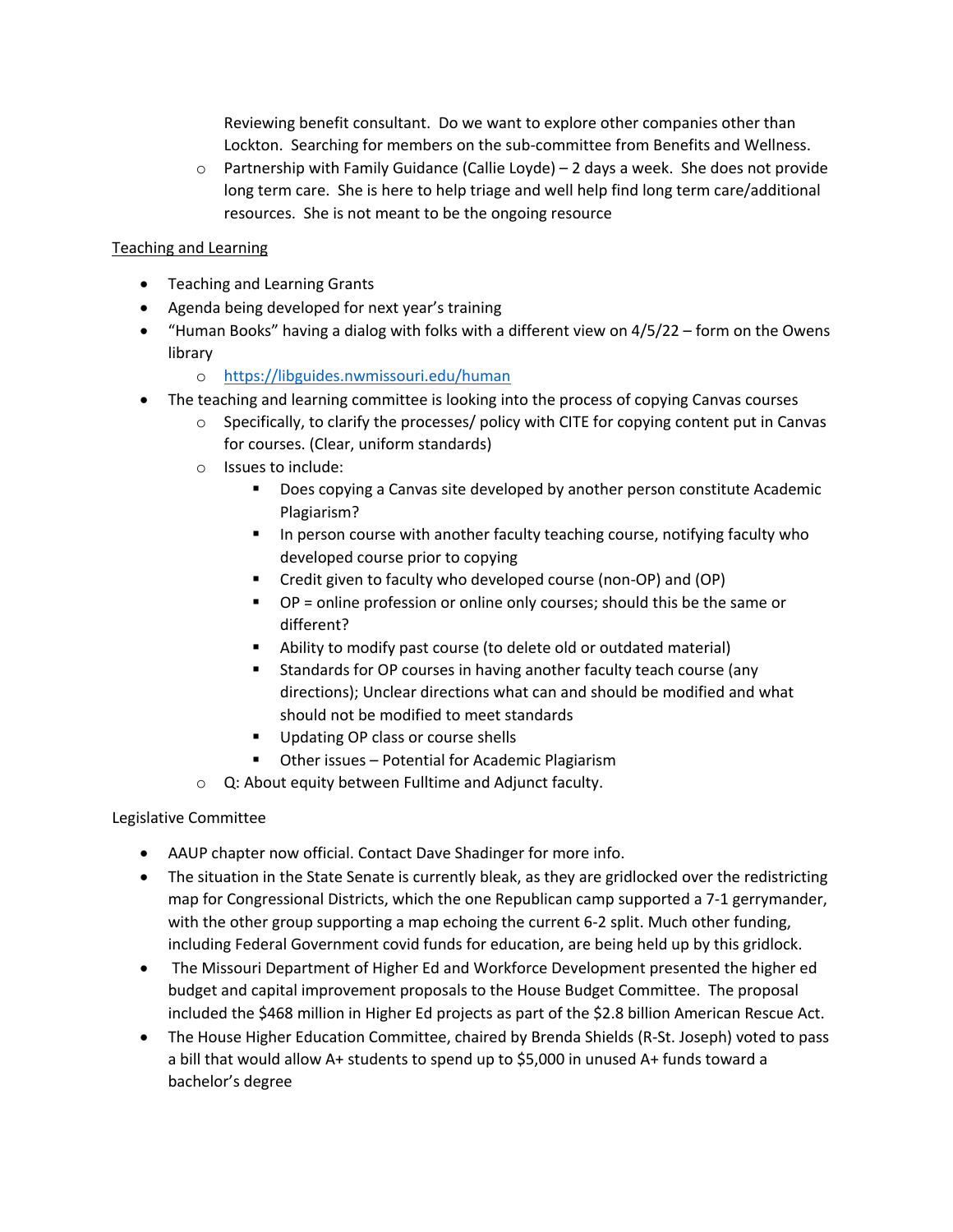Reviewing benefit consultant. Do we want to explore other companies other than Lockton. Searching for members on the sub-committee from Benefits and Wellness.

- Partnership with Family Guidance (Callie Loyde) – 2 days a week. She does not provide long term care. She is here to help triage and well help find long term care/additional resources. She is not meant to be the ongoing resource

Teaching and Learning

- Teaching and Learning Grants
- Agenda being developed for next year's training
- "Human Books" having a dialog with folks with a different view on 4/5/22 – form on the Owens library
  - https://libguides.nwmissouri.edu/human
- The teaching and learning committee is looking into the process of copying Canvas courses
  - Specifically, to clarify the processes/ policy with CITE for copying content put in Canvas for courses. (Clear, uniform standards)
  - Issues to include:
    - Does copying a Canvas site developed by another person constitute Academic Plagiarism?
    - In person course with another faculty teaching course, notifying faculty who developed course prior to copying
    - Credit given to faculty who developed course (non-OP) and (OP)
    - OP = online profession or online only courses; should this be the same or different?
    - Ability to modify past course (to delete old or outdated material)
    - Standards for OP courses in having another faculty teach course (any directions); Unclear directions what can and should be modified and what should not be modified to meet standards
    - Updating OP class or course shells
    - Other issues – Potential for Academic Plagiarism
  - Q: About equity between Fulltime and Adjunct faculty.

Legislative Committee

- AAUP chapter now official. Contact Dave Shadinger for more info.
- The situation in the State Senate is currently bleak, as they are gridlocked over the redistricting map for Congressional Districts, which the one Republican camp supported a 7-1 gerrymander, with the other group supporting a map echoing the current 6-2 split. Much other funding, including Federal Government covid funds for education, are being held up by this gridlock.
- The Missouri Department of Higher Ed and Workforce Development presented the higher ed budget and capital improvement proposals to the House Budget Committee. The proposal included the $468 million in Higher Ed projects as part of the $2.8 billion American Rescue Act.
- The House Higher Education Committee, chaired by Brenda Shields (R-St. Joseph) voted to pass a bill that would allow A+ students to spend up to $5,000 in unused A+ funds toward a bachelor's degree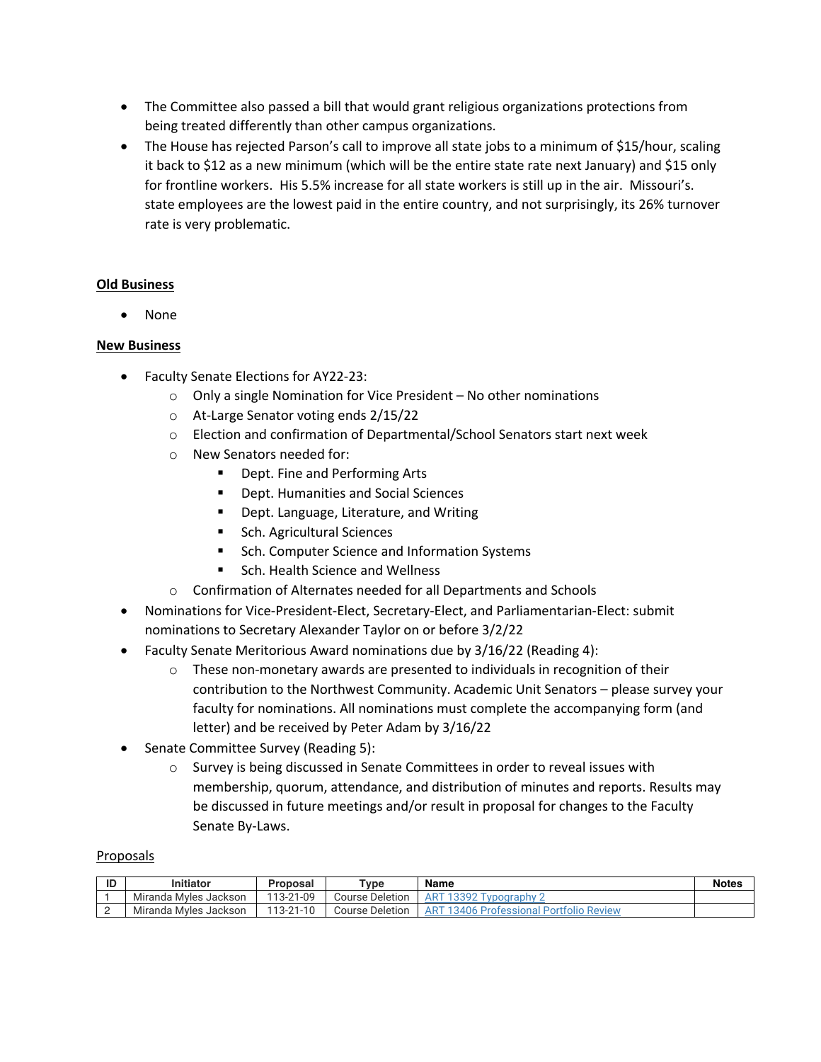- The Committee also passed a bill that would grant religious organizations protections from being treated differently than other campus organizations.
- The House has rejected Parson's call to improve all state jobs to a minimum of $15/hour, scaling it back to $12 as a new minimum (which will be the entire state rate next January) and $15 only for frontline workers. His 5.5% increase for all state workers is still up in the air. Missouri's. state employees are the lowest paid in the entire country, and not surprisingly, its 26% turnover rate is very problematic.

**Old Business**

- None

**New Business**

- Faculty Senate Elections for AY22-23:
  - Only a single Nomination for Vice President – No other nominations
  - At-Large Senator voting ends 2/15/22
  - Election and confirmation of Departmental/School Senators start next week
  - New Senators needed for:
    - Dept. Fine and Performing Arts
    - Dept. Humanities and Social Sciences
    - Dept. Language, Literature, and Writing
    - Sch. Agricultural Sciences
    - Sch. Computer Science and Information Systems
    - Sch. Health Science and Wellness
  - Confirmation of Alternates needed for all Departments and Schools
- Nominations for Vice-President-Elect, Secretary-Elect, and Parliamentarian-Elect: submit nominations to Secretary Alexander Taylor on or before 3/2/22
- Faculty Senate Meritorious Award nominations due by 3/16/22 (Reading 4):
  - These non-monetary awards are presented to individuals in recognition of their contribution to the Northwest Community. Academic Unit Senators – please survey your faculty for nominations. All nominations must complete the accompanying form (and letter) and be received by Peter Adam by 3/16/22
- Senate Committee Survey (Reading 5):
  - Survey is being discussed in Senate Committees in order to reveal issues with membership, quorum, attendance, and distribution of minutes and reports. Results may be discussed in future meetings and/or result in proposal for changes to the Faculty Senate By-Laws.

Proposals

| ID | Initiator | Proposal | Type | Name | Notes |
|---|---|---|---|---|---|
| 1 | Miranda Myles Jackson | 113-21-09 | Course Deletion | ART 13392 Typography 2 | |
| 2 | Miranda Myles Jackson | 113-21-10 | Course Deletion | ART 13406 Professional Portfolio Review | |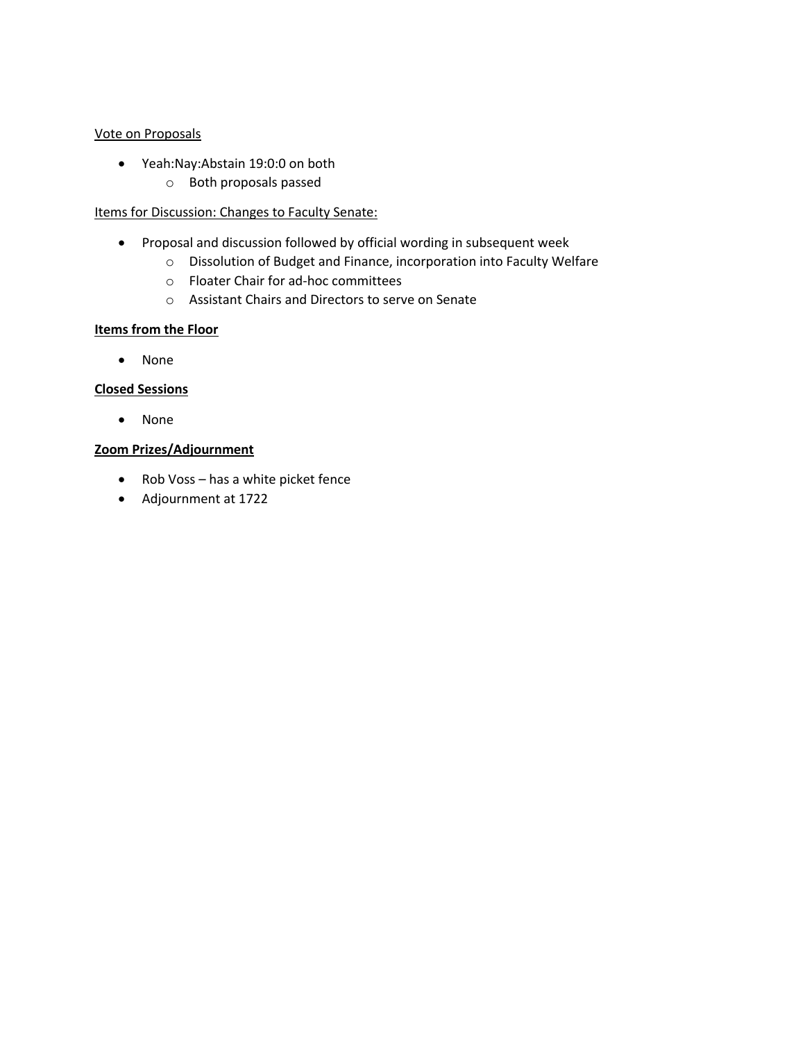Vote on Proposals

- Yeah:Nay:Abstain 19:0:0 on both
  - Both proposals passed

Items for Discussion: Changes to Faculty Senate:

- Proposal and discussion followed by official wording in subsequent week
  - Dissolution of Budget and Finance, incorporation into Faculty Welfare
  - Floater Chair for ad-hoc committees
  - Assistant Chairs and Directors to serve on Senate

**Items from the Floor**

- None

**Closed Sessions**

- None

**Zoom Prizes/Adjournment**

- Rob Voss – has a white picket fence
- Adjournment at 1722